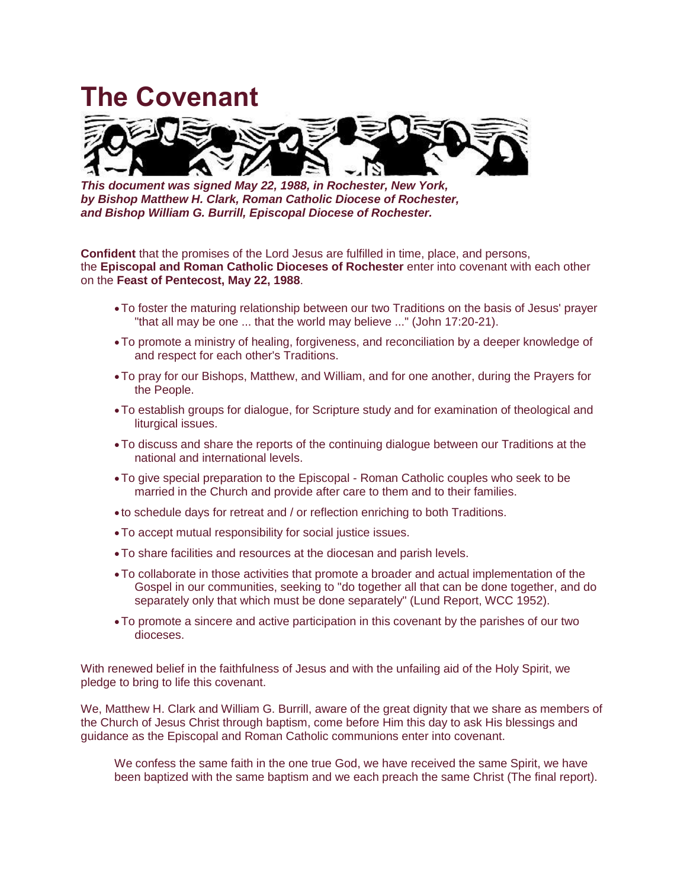# The Covenant

***This document was signed May 22, 1988, in Rochester, New York, by Bishop Matthew H. Clark, Roman Catholic Diocese of Rochester, and Bishop William G. Burrill, Episcopal Diocese of Rochester.***

**Confident** that the promises of the Lord Jesus are fulfilled in time, place, and persons, the **Episcopal and Roman Catholic Dioceses of Rochester** enter into covenant with each other on the **Feast of Pentecost, May 22, 1988**.

- To foster the maturing relationship between our two Traditions on the basis of Jesus' prayer "that all may be one ... that the world may believe ..." (John 17:20-21).
- To promote a ministry of healing, forgiveness, and reconciliation by a deeper knowledge of and respect for each other's Traditions.
- To pray for our Bishops, Matthew, and William, and for one another, during the Prayers for the People.
- To establish groups for dialogue, for Scripture study and for examination of theological and liturgical issues.
- To discuss and share the reports of the continuing dialogue between our Traditions at the national and international levels.
- To give special preparation to the Episcopal - Roman Catholic couples who seek to be married in the Church and provide after care to them and to their families.
- to schedule days for retreat and / or reflection enriching to both Traditions.
- To accept mutual responsibility for social justice issues.
- To share facilities and resources at the diocesan and parish levels.
- To collaborate in those activities that promote a broader and actual implementation of the Gospel in our communities, seeking to "do together all that can be done together, and do separately only that which must be done separately" (Lund Report, WCC 1952).
- To promote a sincere and active participation in this covenant by the parishes of our two dioceses.

With renewed belief in the faithfulness of Jesus and with the unfailing aid of the Holy Spirit, we pledge to bring to life this covenant.

We, Matthew H. Clark and William G. Burrill, aware of the great dignity that we share as members of the Church of Jesus Christ through baptism, come before Him this day to ask His blessings and guidance as the Episcopal and Roman Catholic communions enter into covenant.

> We confess the same faith in the one true God, we have received the same Spirit, we have been baptized with the same baptism and we each preach the same Christ (The final report).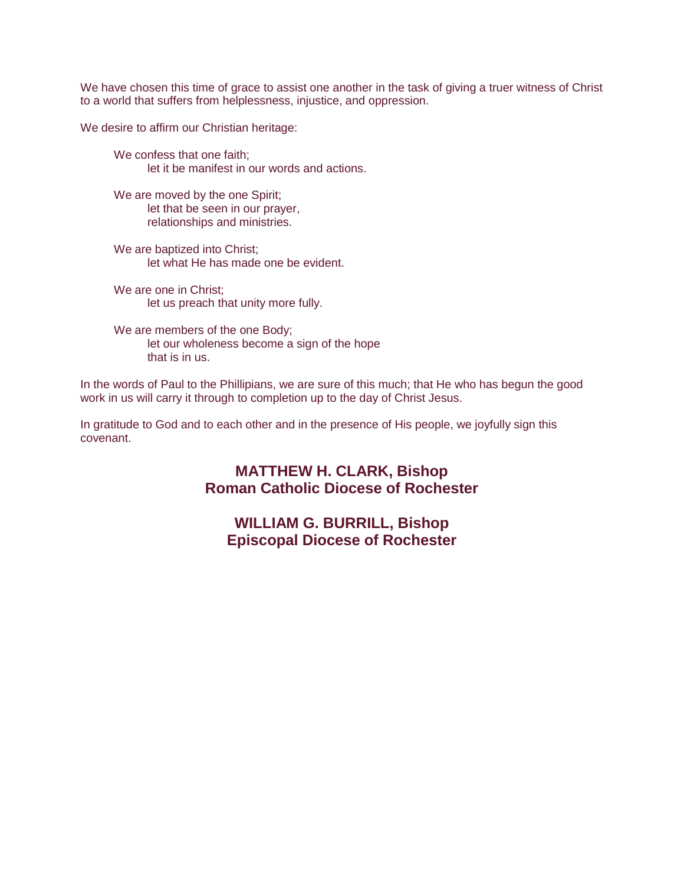We have chosen this time of grace to assist one another in the task of giving a truer witness of Christ to a world that suffers from helplessness, injustice, and oppression.

We desire to affirm our Christian heritage:

> We confess that one faith;
>
> > let it be manifest in our words and actions.
>
> We are moved by the one Spirit;
>
> > let that be seen in our prayer,
> > relationships and ministries.
>
> We are baptized into Christ;
>
> > let what He has made one be evident.
>
> We are one in Christ;
>
> > let us preach that unity more fully.
>
> We are members of the one Body;
>
> > let our wholeness become a sign of the hope
> > that is in us.

In the words of Paul to the Phillipians, we are sure of this much; that He who has begun the good work in us will carry it through to completion up to the day of Christ Jesus.

In gratitude to God and to each other and in the presence of His people, we joyfully sign this covenant.

**MATTHEW H. CLARK, Bishop**
**Roman Catholic Diocese of Rochester**

**WILLIAM G. BURRILL, Bishop**
**Episcopal Diocese of Rochester**